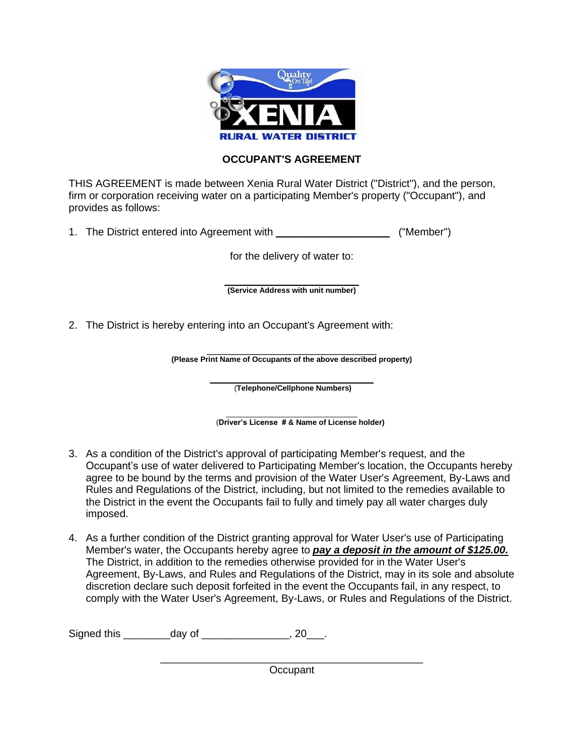# OCCUPANT'S AGREEMENT

THIS AGREEMENT is made between Xenia Rural Water District ("District"), and the person, firm or corporation receiving water on a participating Member's property ("Occupant"), and provides as follows:

1. The District entered into Agreement with ______________________ ("Member")

   for the delivery of water to:

   ______________________

   **(Service Address with unit number)**

2. The District is hereby entering into an Occupant's Agreement with:

   ______________________

   **(Please Print Name of Occupants of the above described property)**

   ______________________

   **(Telephone/Cellphone Numbers)**

   ______________________

   **(Driver's License # & Name of License holder)**

3. As a condition of the District's approval of participating Member's request, and the Occupant's use of water delivered to Participating Member's location, the Occupants hereby agree to be bound by the terms and provision of the Water User's Agreement, By-Laws and Rules and Regulations of the District, including, but not limited to the remedies available to the District in the event the Occupants fail to fully and timely pay all water charges duly imposed.

4. As a further condition of the District granting approval for Water User's use of Participating Member's water, the Occupants hereby agree to ***pay a deposit in the amount of $125.00.*** The District, in addition to the remedies otherwise provided for in the Water User's Agreement, By-Laws, and Rules and Regulations of the District, may in its sole and absolute discretion declare such deposit forfeited in the event the Occupants fail, in any respect, to comply with the Water User's Agreement, By-Laws, or Rules and Regulations of the District.

Signed this ________day of _______________, 20___.

______________________________________________

Occupant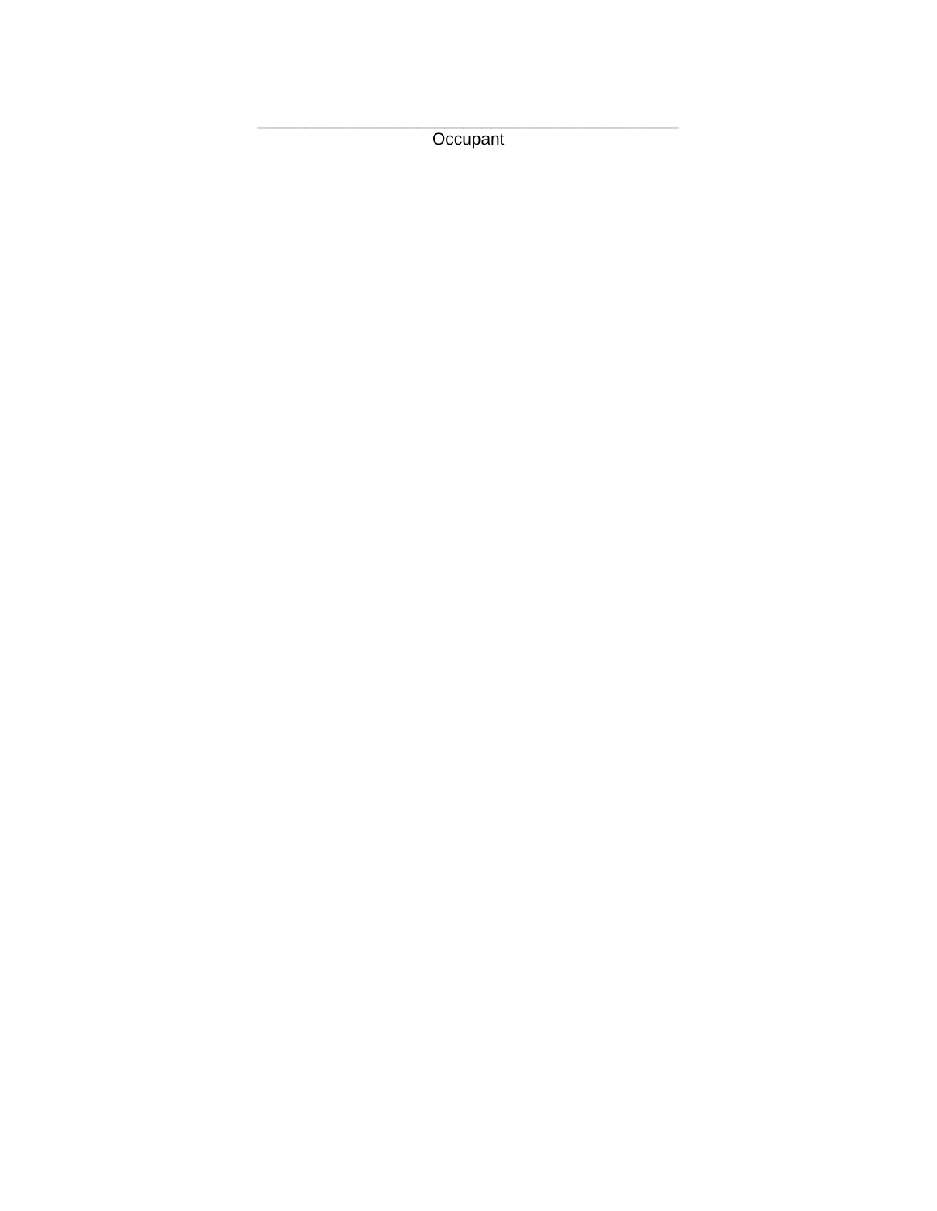\_\_\_\_\_\_\_\_\_\_\_\_\_\_\_\_\_\_\_\_\_\_\_\_\_\_\_\_\_\_\_\_\_\_\_\_\_\_\_\_\_\_\_\_\_\_\_\_

Occupant